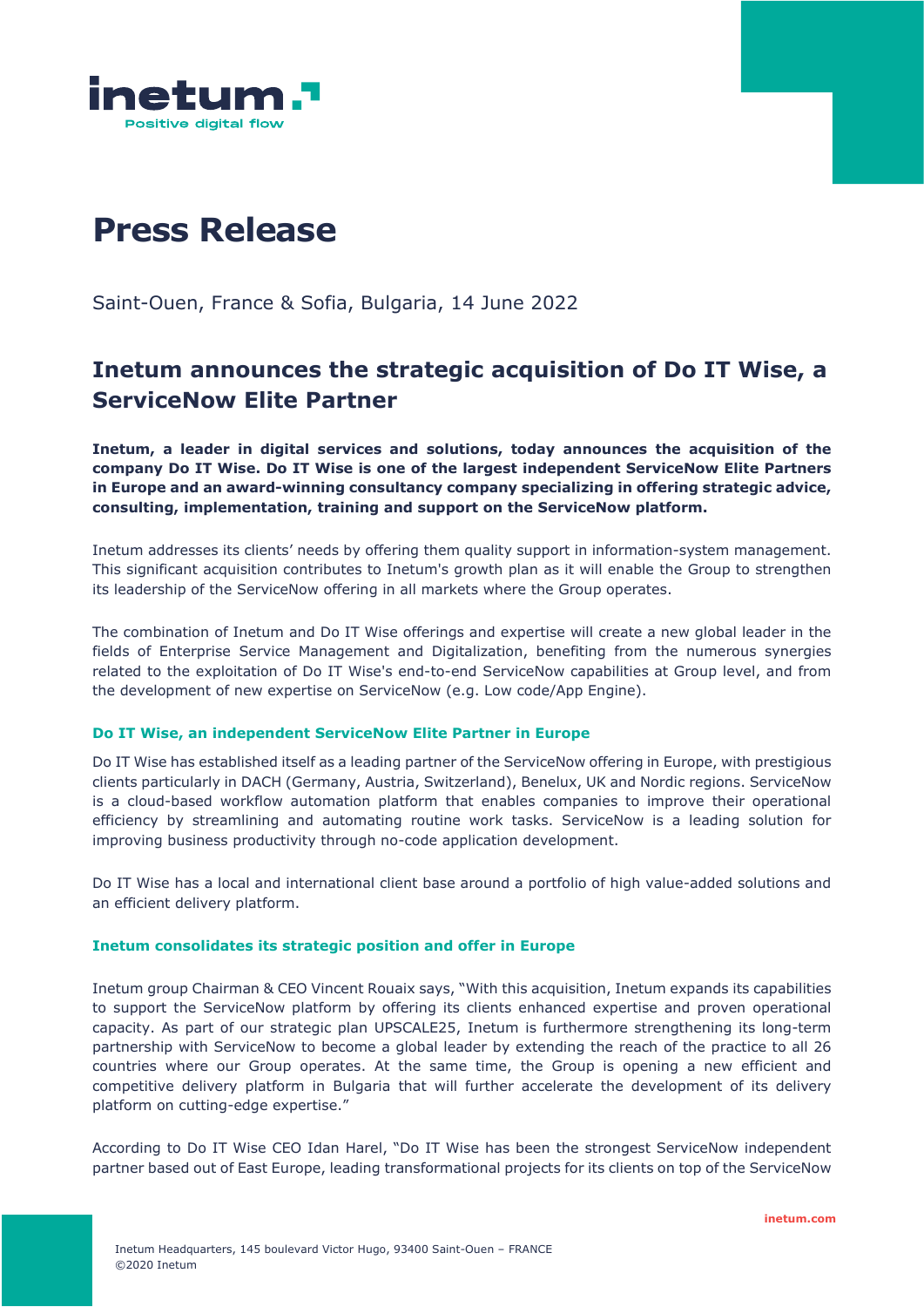# Press Release

Saint-Ouen, France & Sofia, Bulgaria, 14 June 2022

## Inetum announces the strategic acquisition of Do IT Wise, a ServiceNow Elite Partner

**Inetum, a leader in digital services and solutions, today announces the acquisition of the company Do IT Wise. Do IT Wise is one of the largest independent ServiceNow Elite Partners in Europe and an award-winning consultancy company specializing in offering strategic advice, consulting, implementation, training and support on the ServiceNow platform.**

Inetum addresses its clients' needs by offering them quality support in information-system management. This significant acquisition contributes to Inetum's growth plan as it will enable the Group to strengthen its leadership of the ServiceNow offering in all markets where the Group operates.

The combination of Inetum and Do IT Wise offerings and expertise will create a new global leader in the fields of Enterprise Service Management and Digitalization, benefiting from the numerous synergies related to the exploitation of Do IT Wise's end-to-end ServiceNow capabilities at Group level, and from the development of new expertise on ServiceNow (e.g. Low code/App Engine).

### Do IT Wise, an independent ServiceNow Elite Partner in Europe

Do IT Wise has established itself as a leading partner of the ServiceNow offering in Europe, with prestigious clients particularly in DACH (Germany, Austria, Switzerland), Benelux, UK and Nordic regions. ServiceNow is a cloud-based workflow automation platform that enables companies to improve their operational efficiency by streamlining and automating routine work tasks. ServiceNow is a leading solution for improving business productivity through no-code application development.

Do IT Wise has a local and international client base around a portfolio of high value-added solutions and an efficient delivery platform.

### Inetum consolidates its strategic position and offer in Europe

Inetum group Chairman & CEO Vincent Rouaix says, "With this acquisition, Inetum expands its capabilities to support the ServiceNow platform by offering its clients enhanced expertise and proven operational capacity. As part of our strategic plan UPSCALE25, Inetum is furthermore strengthening its long-term partnership with ServiceNow to become a global leader by extending the reach of the practice to all 26 countries where our Group operates. At the same time, the Group is opening a new efficient and competitive delivery platform in Bulgaria that will further accelerate the development of its delivery platform on cutting-edge expertise."

According to Do IT Wise CEO Idan Harel, "Do IT Wise has been the strongest ServiceNow independent partner based out of East Europe, leading transformational projects for its clients on top of the ServiceNow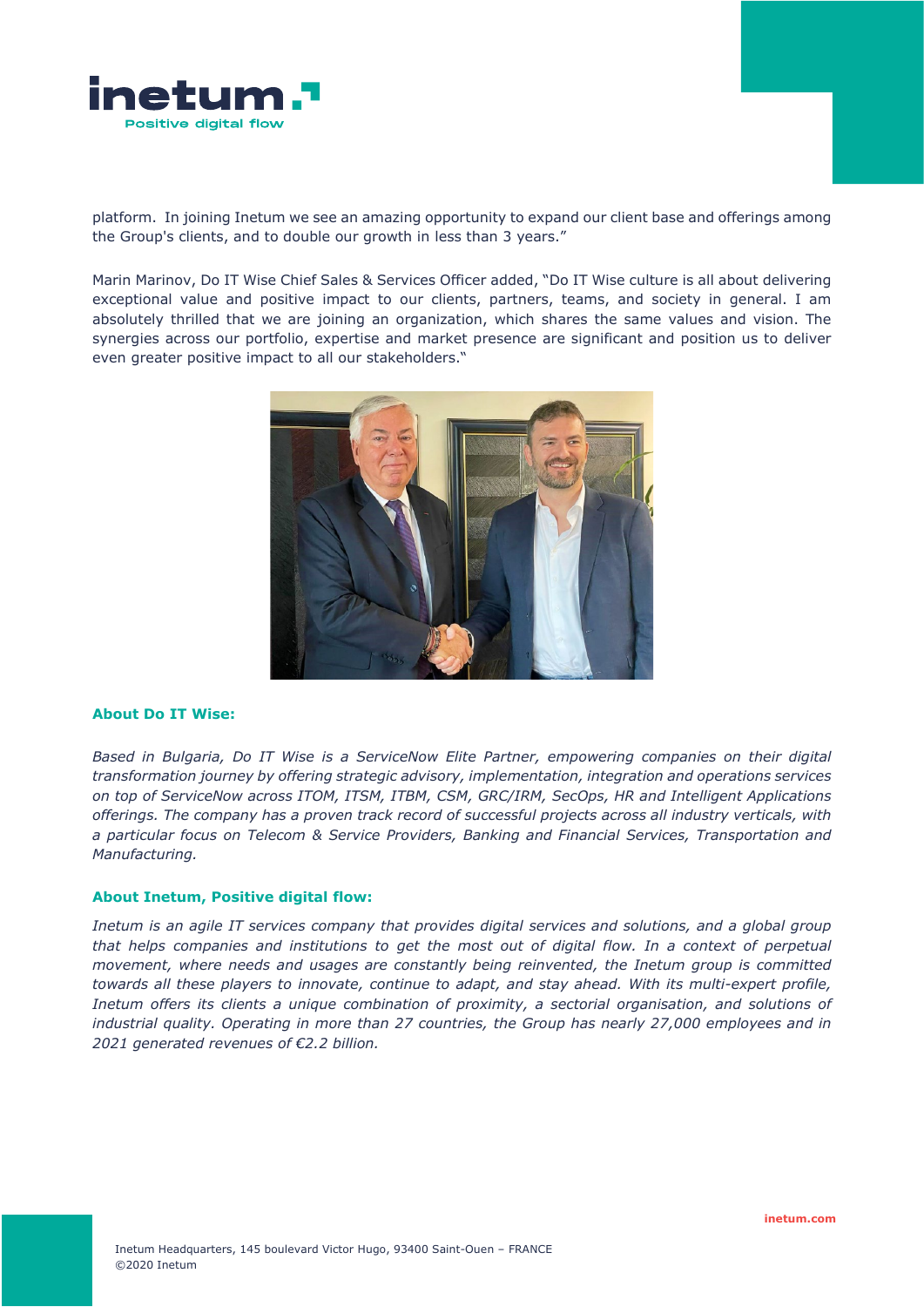platform.  In joining Inetum we see an amazing opportunity to expand our client base and offerings among the Group's clients, and to double our growth in less than 3 years."

Marin Marinov, Do IT Wise Chief Sales & Services Officer added, "Do IT Wise culture is all about delivering exceptional value and positive impact to our clients, partners, teams, and society in general. I am absolutely thrilled that we are joining an organization, which shares the same values and vision. The synergies across our portfolio, expertise and market presence are significant and position us to deliver even greater positive impact to all our stakeholders."

### About Do IT Wise:

*Based in Bulgaria, Do IT Wise is a ServiceNow Elite Partner, empowering companies on their digital transformation journey by offering strategic advisory, implementation, integration and operations services on top of ServiceNow across ITOM, ITSM, ITBM, CSM, GRC/IRM, SecOps, HR and Intelligent Applications offerings. The company has a proven track record of successful projects across all industry verticals, with a particular focus on Telecom & Service Providers, Banking and Financial Services, Transportation and Manufacturing.*

### About Inetum, Positive digital flow:

*Inetum is an agile IT services company that provides digital services and solutions, and a global group that helps companies and institutions to get the most out of digital flow. In a context of perpetual movement, where needs and usages are constantly being reinvented, the Inetum group is committed towards all these players to innovate, continue to adapt, and stay ahead. With its multi-expert profile, Inetum offers its clients a unique combination of proximity, a sectorial organisation, and solutions of industrial quality. Operating in more than 27 countries, the Group has nearly 27,000 employees and in 2021 generated revenues of €2.2 billion.*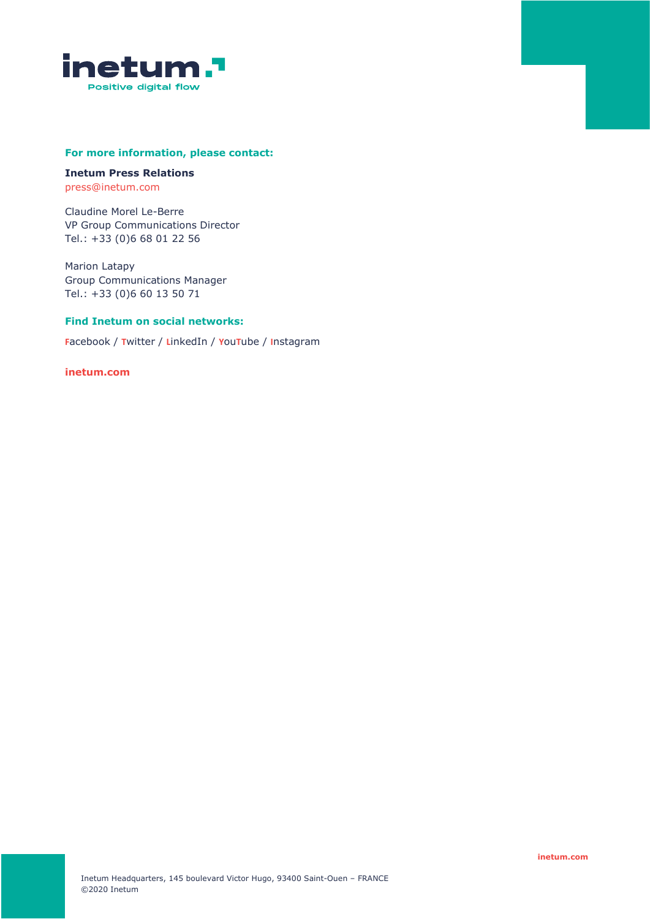**For more information, please contact:**

**Inetum Press Relations**
press@inetum.com

Claudine Morel Le-Berre
VP Group Communications Director
Tel.: +33 (0)6 68 01 22 56

Marion Latapy
Group Communications Manager
Tel.: +33 (0)6 60 13 50 71

**Find Inetum on social networks:**

Facebook / Twitter / LinkedIn / YouTube / Instagram

**inetum.com**

Inetum Headquarters, 145 boulevard Victor Hugo, 93400 Saint-Ouen – FRANCE
©2020 Inetum